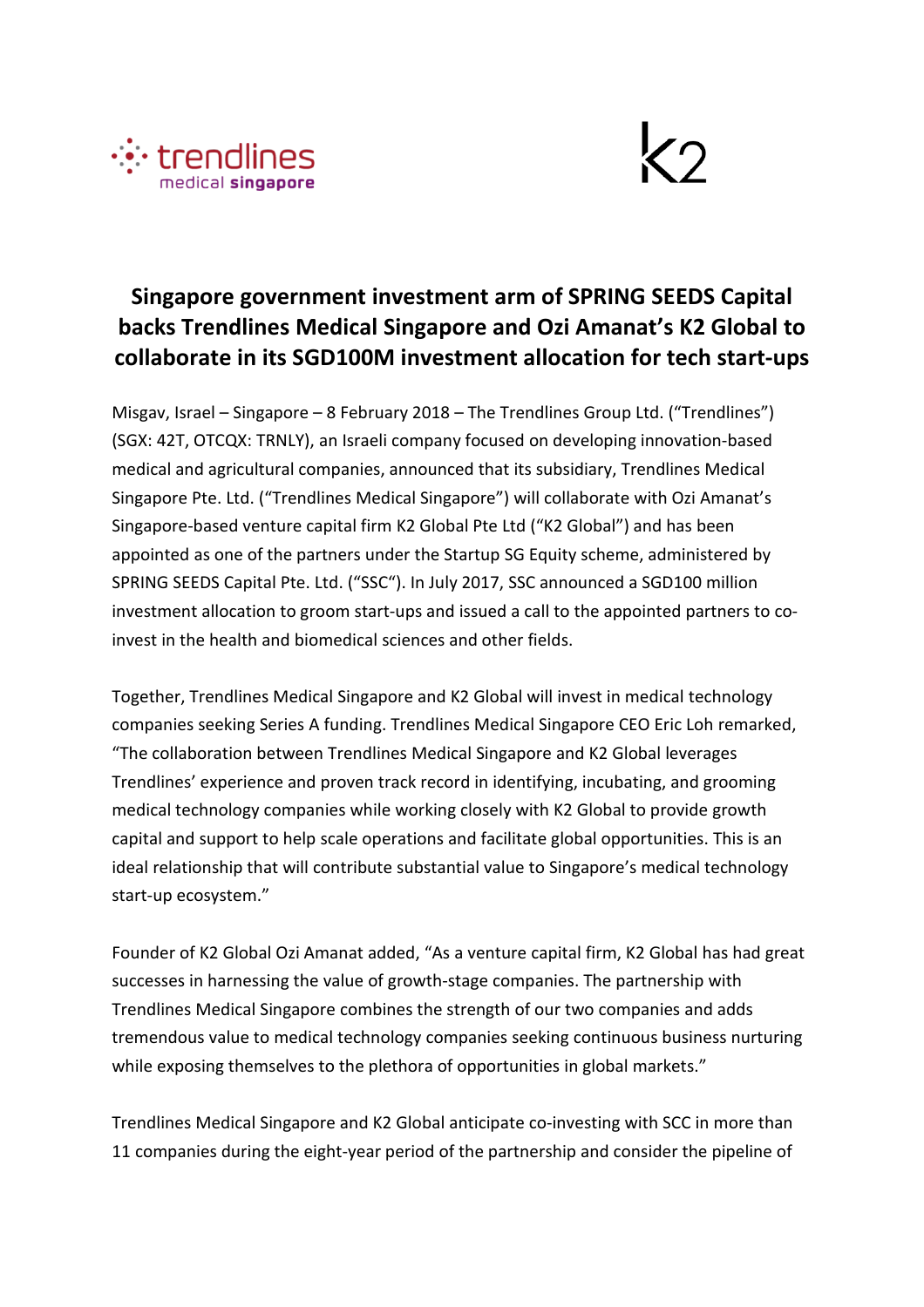# Singapore government investment arm of SPRING SEEDS Capital backs Trendlines Medical Singapore and Ozi Amanat's K2 Global to collaborate in its SGD100M investment allocation for tech start-ups

Misgav, Israel – Singapore – 8 February 2018 – The Trendlines Group Ltd. ("Trendlines") (SGX: 42T, OTCQX: TRNLY), an Israeli company focused on developing innovation-based medical and agricultural companies, announced that its subsidiary, Trendlines Medical Singapore Pte. Ltd. ("Trendlines Medical Singapore") will collaborate with Ozi Amanat's Singapore-based venture capital firm K2 Global Pte Ltd ("K2 Global") and has been appointed as one of the partners under the Startup SG Equity scheme, administered by SPRING SEEDS Capital Pte. Ltd. ("SSC"). In July 2017, SSC announced a SGD100 million investment allocation to groom start-ups and issued a call to the appointed partners to co-invest in the health and biomedical sciences and other fields.

Together, Trendlines Medical Singapore and K2 Global will invest in medical technology companies seeking Series A funding. Trendlines Medical Singapore CEO Eric Loh remarked, "The collaboration between Trendlines Medical Singapore and K2 Global leverages Trendlines' experience and proven track record in identifying, incubating, and grooming medical technology companies while working closely with K2 Global to provide growth capital and support to help scale operations and facilitate global opportunities. This is an ideal relationship that will contribute substantial value to Singapore's medical technology start-up ecosystem."

Founder of K2 Global Ozi Amanat added, "As a venture capital firm, K2 Global has had great successes in harnessing the value of growth-stage companies. The partnership with Trendlines Medical Singapore combines the strength of our two companies and adds tremendous value to medical technology companies seeking continuous business nurturing while exposing themselves to the plethora of opportunities in global markets."

Trendlines Medical Singapore and K2 Global anticipate co-investing with SCC in more than 11 companies during the eight-year period of the partnership and consider the pipeline of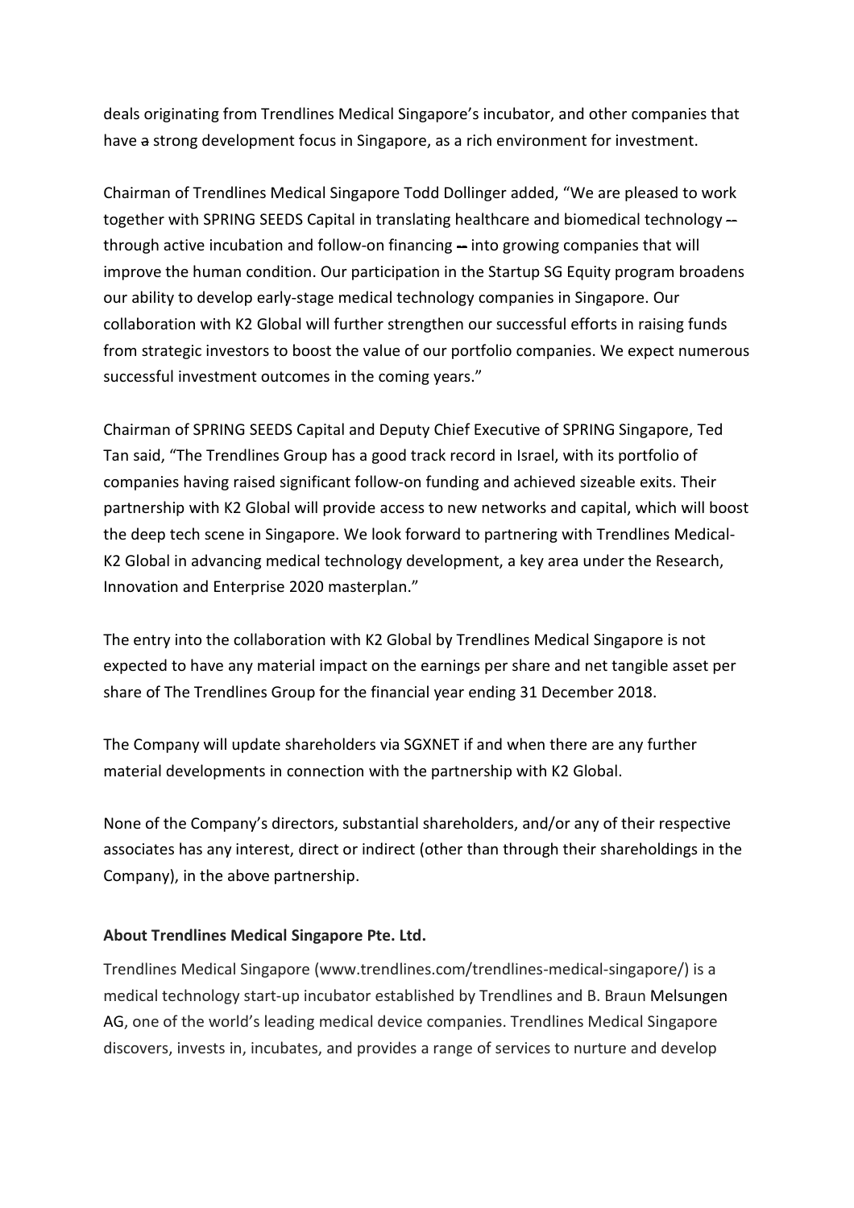deals originating from Trendlines Medical Singapore's incubator, and other companies that have a strong development focus in Singapore, as a rich environment for investment.

Chairman of Trendlines Medical Singapore Todd Dollinger added, "We are pleased to work together with SPRING SEEDS Capital in translating healthcare and biomedical technology -- through active incubation and follow-on financing – into growing companies that will improve the human condition. Our participation in the Startup SG Equity program broadens our ability to develop early-stage medical technology companies in Singapore. Our collaboration with K2 Global will further strengthen our successful efforts in raising funds from strategic investors to boost the value of our portfolio companies. We expect numerous successful investment outcomes in the coming years."

Chairman of SPRING SEEDS Capital and Deputy Chief Executive of SPRING Singapore, Ted Tan said, "The Trendlines Group has a good track record in Israel, with its portfolio of companies having raised significant follow-on funding and achieved sizeable exits. Their partnership with K2 Global will provide access to new networks and capital, which will boost the deep tech scene in Singapore. We look forward to partnering with Trendlines Medical-K2 Global in advancing medical technology development, a key area under the Research, Innovation and Enterprise 2020 masterplan."

The entry into the collaboration with K2 Global by Trendlines Medical Singapore is not expected to have any material impact on the earnings per share and net tangible asset per share of The Trendlines Group for the financial year ending 31 December 2018.

The Company will update shareholders via SGXNET if and when there are any further material developments in connection with the partnership with K2 Global.

None of the Company's directors, substantial shareholders, and/or any of their respective associates has any interest, direct or indirect (other than through their shareholdings in the Company), in the above partnership.

**About Trendlines Medical Singapore Pte. Ltd.**

Trendlines Medical Singapore (www.trendlines.com/trendlines-medical-singapore/) is a medical technology start-up incubator established by Trendlines and B. Braun Melsungen AG, one of the world's leading medical device companies. Trendlines Medical Singapore discovers, invests in, incubates, and provides a range of services to nurture and develop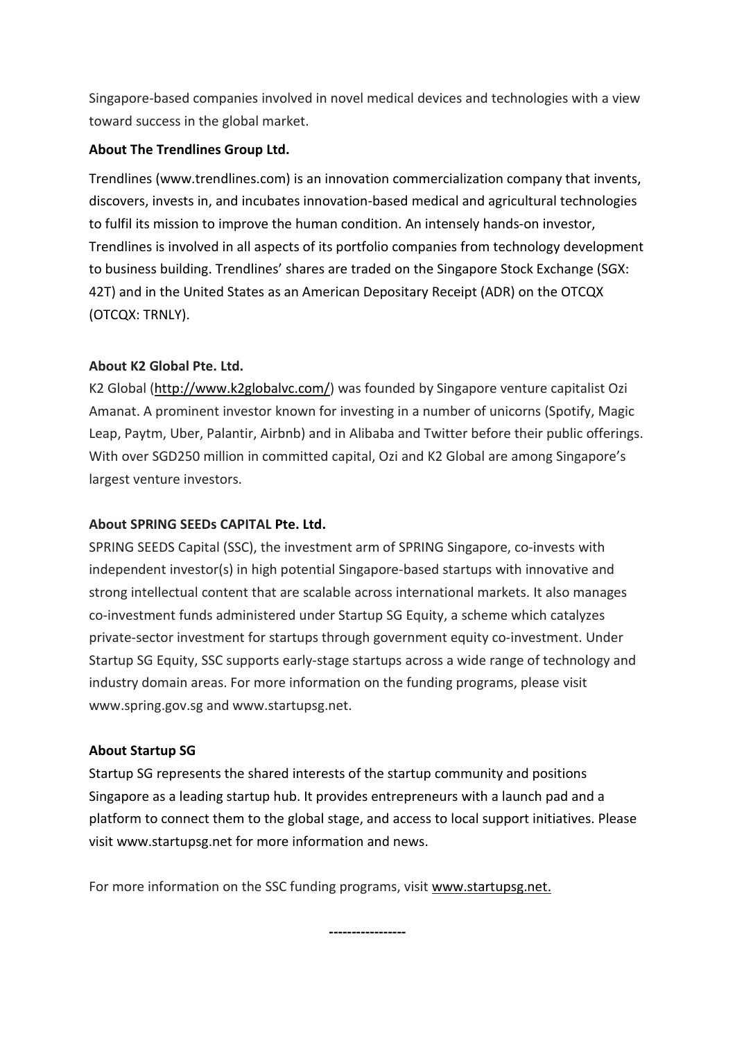Singapore-based companies involved in novel medical devices and technologies with a view toward success in the global market.

**About The Trendlines Group Ltd.**

Trendlines (www.trendlines.com) is an innovation commercialization company that invents, discovers, invests in, and incubates innovation-based medical and agricultural technologies to fulfil its mission to improve the human condition. An intensely hands-on investor, Trendlines is involved in all aspects of its portfolio companies from technology development to business building. Trendlines' shares are traded on the Singapore Stock Exchange (SGX: 42T) and in the United States as an American Depositary Receipt (ADR) on the OTCQX (OTCQX: TRNLY).

**About K2 Global Pte. Ltd.**

K2 Global (http://www.k2globalvc.com/) was founded by Singapore venture capitalist Ozi Amanat. A prominent investor known for investing in a number of unicorns (Spotify, Magic Leap, Paytm, Uber, Palantir, Airbnb) and in Alibaba and Twitter before their public offerings. With over SGD250 million in committed capital, Ozi and K2 Global are among Singapore's largest venture investors.

**About SPRING SEEDs CAPITAL Pte. Ltd.**

SPRING SEEDS Capital (SSC), the investment arm of SPRING Singapore, co-invests with independent investor(s) in high potential Singapore-based startups with innovative and strong intellectual content that are scalable across international markets. It also manages co-investment funds administered under Startup SG Equity, a scheme which catalyzes private-sector investment for startups through government equity co-investment. Under Startup SG Equity, SSC supports early-stage startups across a wide range of technology and industry domain areas. For more information on the funding programs, please visit www.spring.gov.sg and www.startupsg.net.

**About Startup SG**

Startup SG represents the shared interests of the startup community and positions Singapore as a leading startup hub. It provides entrepreneurs with a launch pad and a platform to connect them to the global stage, and access to local support initiatives. Please visit www.startupsg.net for more information and news.

For more information on the SSC funding programs, visit www.startupsg.net.

**-----------------**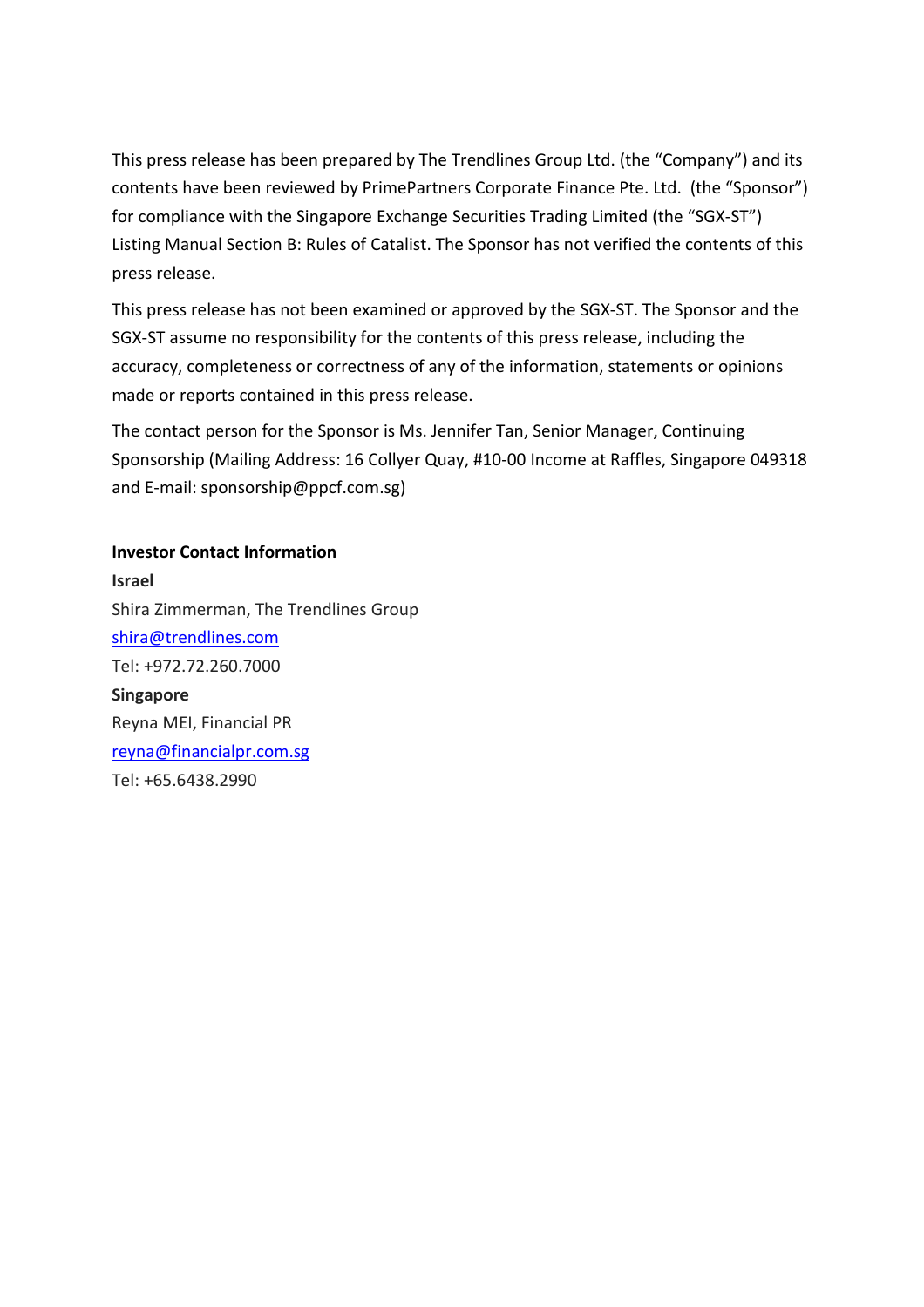This press release has been prepared by The Trendlines Group Ltd. (the "Company") and its contents have been reviewed by PrimePartners Corporate Finance Pte. Ltd. (the "Sponsor") for compliance with the Singapore Exchange Securities Trading Limited (the "SGX-ST") Listing Manual Section B: Rules of Catalist. The Sponsor has not verified the contents of this press release.

This press release has not been examined or approved by the SGX-ST. The Sponsor and the SGX-ST assume no responsibility for the contents of this press release, including the accuracy, completeness or correctness of any of the information, statements or opinions made or reports contained in this press release.

The contact person for the Sponsor is Ms. Jennifer Tan, Senior Manager, Continuing Sponsorship (Mailing Address: 16 Collyer Quay, #10-00 Income at Raffles, Singapore 049318 and E-mail: sponsorship@ppcf.com.sg)

**Investor Contact Information**

**Israel**

Shira Zimmerman, The Trendlines Group

shira@trendlines.com

Tel: +972.72.260.7000

**Singapore**

Reyna MEI, Financial PR

reyna@financialpr.com.sg

Tel: +65.6438.2990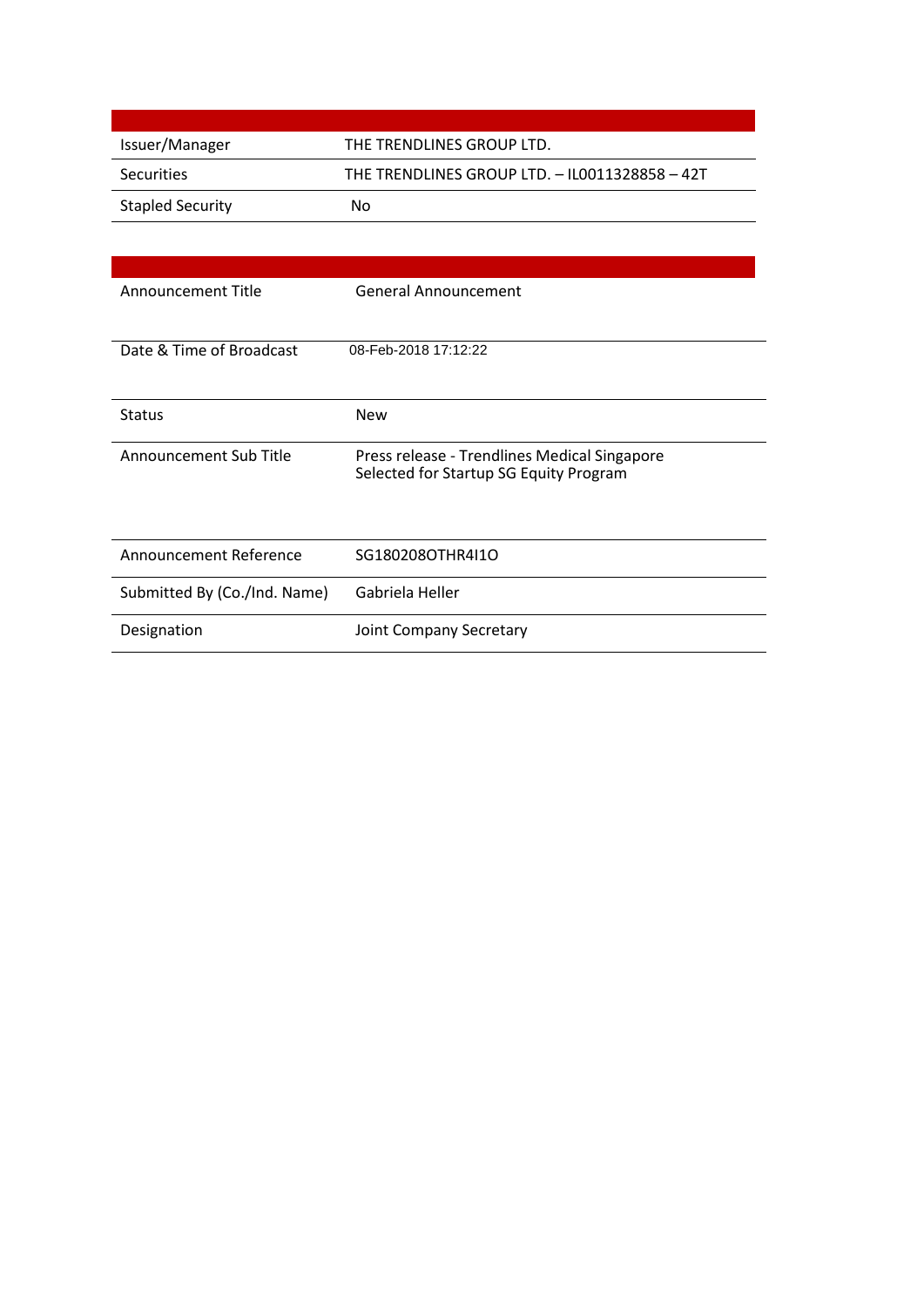| | |
|---|---|
| Issuer/Manager | THE TRENDLINES GROUP LTD. |
| Securities | THE TRENDLINES GROUP LTD. – IL0011328858 – 42T |
| Stapled Security | No |

| | |
|---|---|
| Announcement Title | General Announcement |
| Date & Time of Broadcast | 08-Feb-2018 17:12:22 |
| Status | New |
| Announcement Sub Title | Press release - Trendlines Medical Singapore Selected for Startup SG Equity Program |
| Announcement Reference | SG180208OTHR4I1O |
| Submitted By (Co./Ind. Name) | Gabriela Heller |
| Designation | Joint Company Secretary |